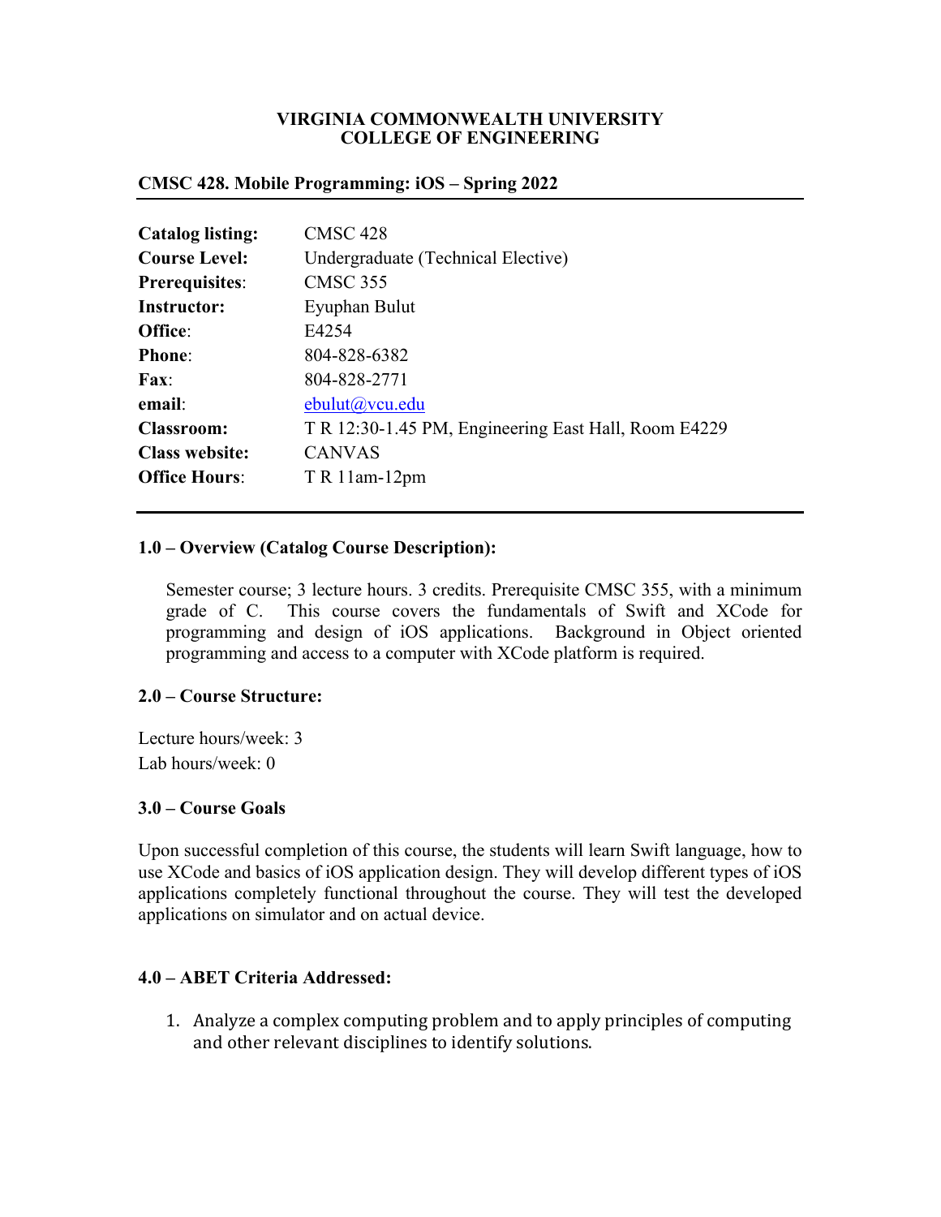**VIRGINIA COMMONWEALTH UNIVERSITY**
**COLLEGE OF ENGINEERING**

## CMSC 428. Mobile Programming: iOS – Spring 2022

| | |
|---|---|
| **Catalog listing:** | CMSC 428 |
| **Course Level:** | Undergraduate (Technical Elective) |
| **Prerequisites:** | CMSC 355 |
| **Instructor:** | Eyuphan Bulut |
| **Office:** | E4254 |
| **Phone:** | 804-828-6382 |
| **Fax:** | 804-828-2771 |
| **email:** | ebulut@vcu.edu |
| **Classroom:** | T R 12:30-1.45 PM, Engineering East Hall, Room E4229 |
| **Class website:** | CANVAS |
| **Office Hours:** | T R 11am-12pm |

### 1.0 – Overview (Catalog Course Description):

Semester course; 3 lecture hours. 3 credits. Prerequisite CMSC 355, with a minimum grade of C. This course covers the fundamentals of Swift and XCode for programming and design of iOS applications. Background in Object oriented programming and access to a computer with XCode platform is required.

### 2.0 – Course Structure:

Lecture hours/week: 3
Lab hours/week: 0

### 3.0 – Course Goals

Upon successful completion of this course, the students will learn Swift language, how to use XCode and basics of iOS application design. They will develop different types of iOS applications completely functional throughout the course. They will test the developed applications on simulator and on actual device.

### 4.0 – ABET Criteria Addressed:

1. Analyze a complex computing problem and to apply principles of computing and other relevant disciplines to identify solutions.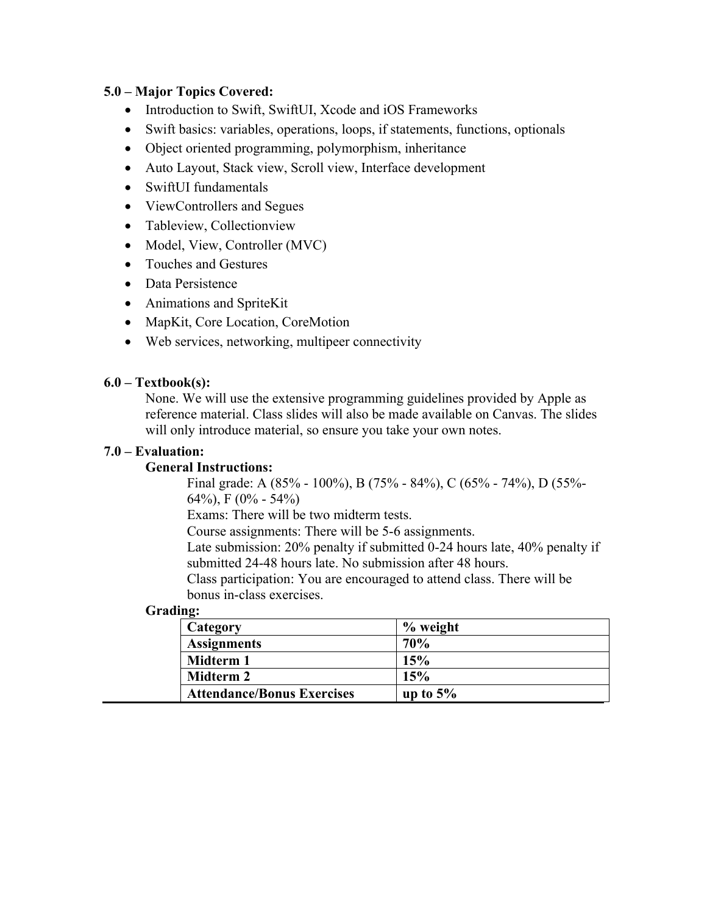**5.0 – Major Topics Covered:**

- Introduction to Swift, SwiftUI, Xcode and iOS Frameworks
- Swift basics: variables, operations, loops, if statements, functions, optionals
- Object oriented programming, polymorphism, inheritance
- Auto Layout, Stack view, Scroll view, Interface development
- SwiftUI fundamentals
- ViewControllers and Segues
- Tableview, Collectionview
- Model, View, Controller (MVC)
- Touches and Gestures
- Data Persistence
- Animations and SpriteKit
- MapKit, Core Location, CoreMotion
- Web services, networking, multipeer connectivity

**6.0 – Textbook(s):**

None. We will use the extensive programming guidelines provided by Apple as reference material. Class slides will also be made available on Canvas. The slides will only introduce material, so ensure you take your own notes.

**7.0 – Evaluation:**

**General Instructions:**

Final grade: A (85% - 100%), B (75% - 84%), C (65% - 74%), D (55%-64%), F (0% - 54%)

Exams: There will be two midterm tests.

Course assignments: There will be 5-6 assignments.

Late submission: 20% penalty if submitted 0-24 hours late, 40% penalty if submitted 24-48 hours late. No submission after 48 hours.

Class participation: You are encouraged to attend class. There will be bonus in-class exercises.

**Grading:**

| Category | % weight |
|---|---|
| Assignments | 70% |
| Midterm 1 | 15% |
| Midterm 2 | 15% |
| Attendance/Bonus Exercises | up to 5% |